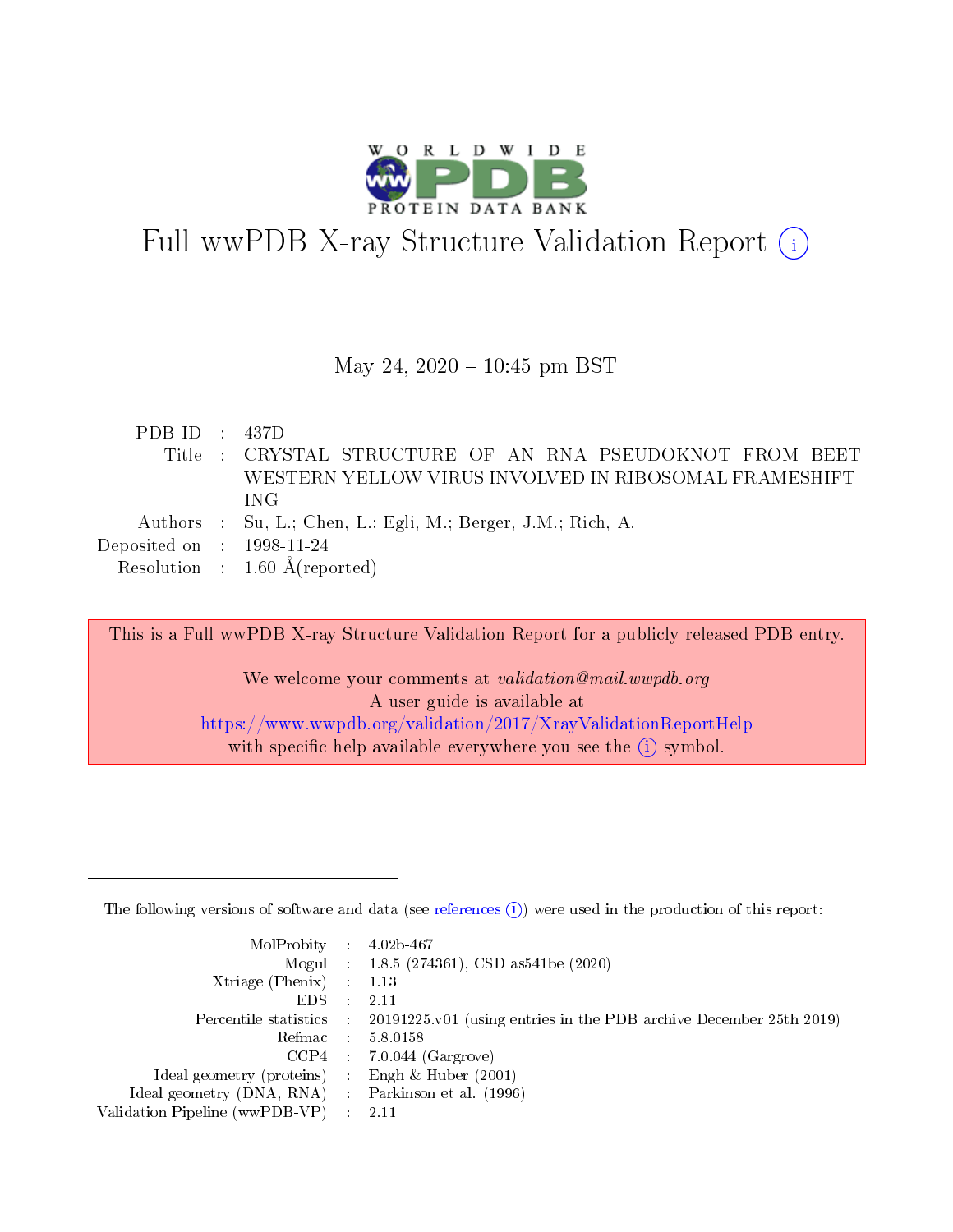# Full wwPDB X-ray Structure Validation Report (i)

May 24, 2020 – 10:45 pm BST

| | | |
|---|---|---|
| PDB ID | : | 437D |
| Title | : | CRYSTAL STRUCTURE OF AN RNA PSEUDOKNOT FROM BEET WESTERN YELLOW VIRUS INVOLVED IN RIBOSOMAL FRAMESHIFTING |
| Authors | : | Su, L.; Chen, L.; Egli, M.; Berger, J.M.; Rich, A. |
| Deposited on | : | 1998-11-24 |
| Resolution | : | 1.60 Å(reported) |

This is a Full wwPDB X-ray Structure Validation Report for a publicly released PDB entry.

We welcome your comments at *validation@mail.wwpdb.org*
A user guide is available at
https://www.wwpdb.org/validation/2017/XrayValidationReportHelp
with specific help available everywhere you see the (i) symbol.

---

The following versions of software and data (see references (i)) were used in the production of this report:

| | | |
|---|---|---|
| MolProbity | : | 4.02b-467 |
| Mogul | : | 1.8.5 (274361), CSD as541be (2020) |
| Xtriage (Phenix) | : | 1.13 |
| EDS | : | 2.11 |
| Percentile statistics | : | 20191225.v01 (using entries in the PDB archive December 25th 2019) |
| Refmac | : | 5.8.0158 |
| CCP4 | : | 7.0.044 (Gargrove) |
| Ideal geometry (proteins) | : | Engh & Huber (2001) |
| Ideal geometry (DNA, RNA) | : | Parkinson et al. (1996) |
| Validation Pipeline (wwPDB-VP) | : | 2.11 |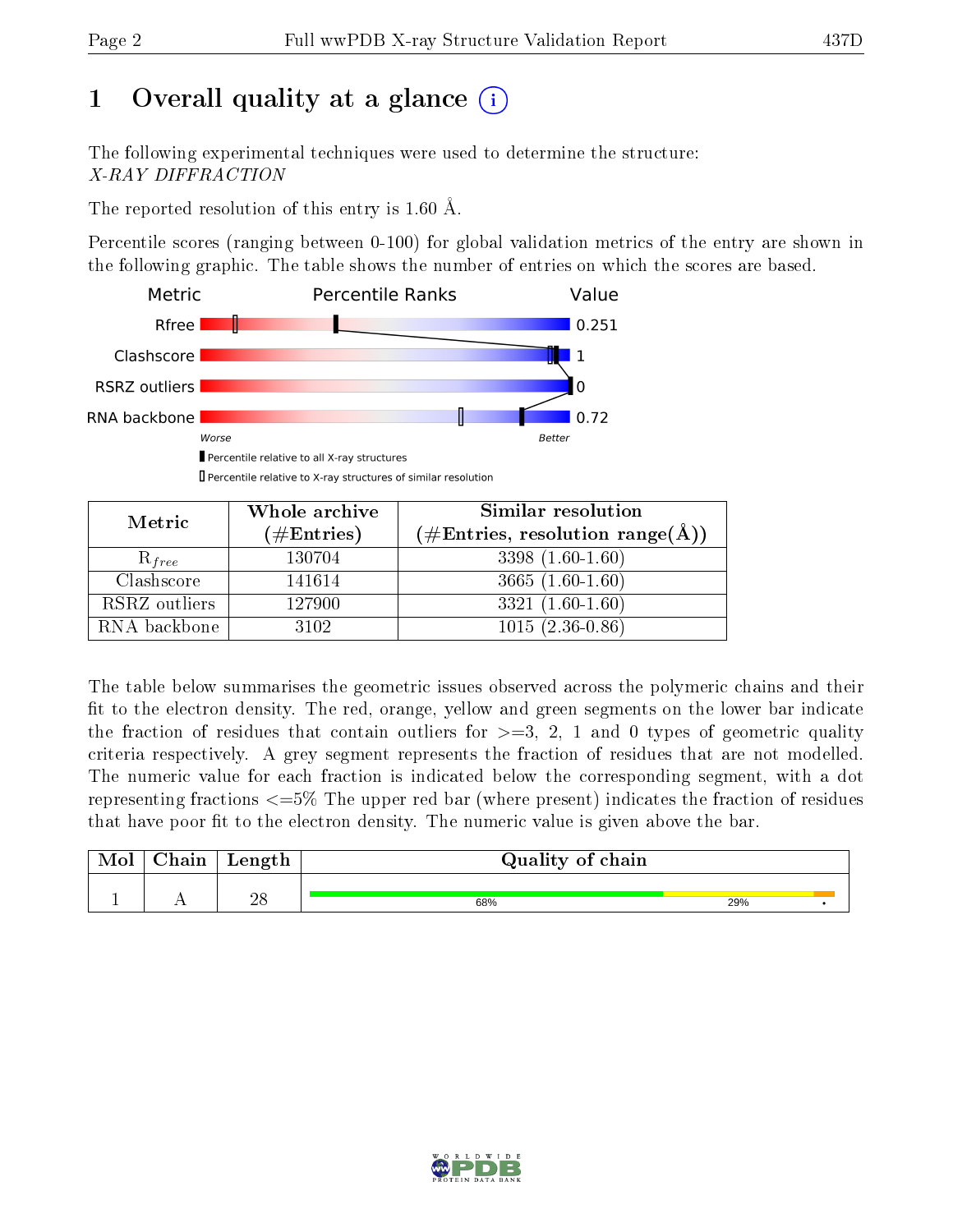# 1 Overall quality at a glance (i)

The following experimental techniques were used to determine the structure:
*X-RAY DIFFRACTION*

The reported resolution of this entry is 1.60 Å.

Percentile scores (ranging between 0-100) for global validation metrics of the entry are shown in the following graphic. The table shows the number of entries on which the scores are based.

| Metric | Percentile Ranks | Value |
|---|---|---|
| Rfree | | 0.251 |
| Clashscore | | 1 |
| RSRZ outliers | | 0 |
| RNA backbone | | 0.72 |

Worse — Better

▮ Percentile relative to all X-ray structures
▯ Percentile relative to X-ray structures of similar resolution

| Metric | Whole archive (#Entries) | Similar resolution (#Entries, resolution range(Å)) |
|---|---|---|
| $R_{free}$ | 130704 | 3398 (1.60-1.60) |
| Clashscore | 141614 | 3665 (1.60-1.60) |
| RSRZ outliers | 127900 | 3321 (1.60-1.60) |
| RNA backbone | 3102 | 1015 (2.36-0.86) |

The table below summarises the geometric issues observed across the polymeric chains and their fit to the electron density. The red, orange, yellow and green segments on the lower bar indicate the fraction of residues that contain outliers for >=3, 2, 1 and 0 types of geometric quality criteria respectively. A grey segment represents the fraction of residues that are not modelled. The numeric value for each fraction is indicated below the corresponding segment, with a dot representing fractions <=5% The upper red bar (where present) indicates the fraction of residues that have poor fit to the electron density. The numeric value is given above the bar.

| Mol | Chain | Length | Quality of chain |
|---|---|---|---|
| 1 | A | 28 | 68% 29% • |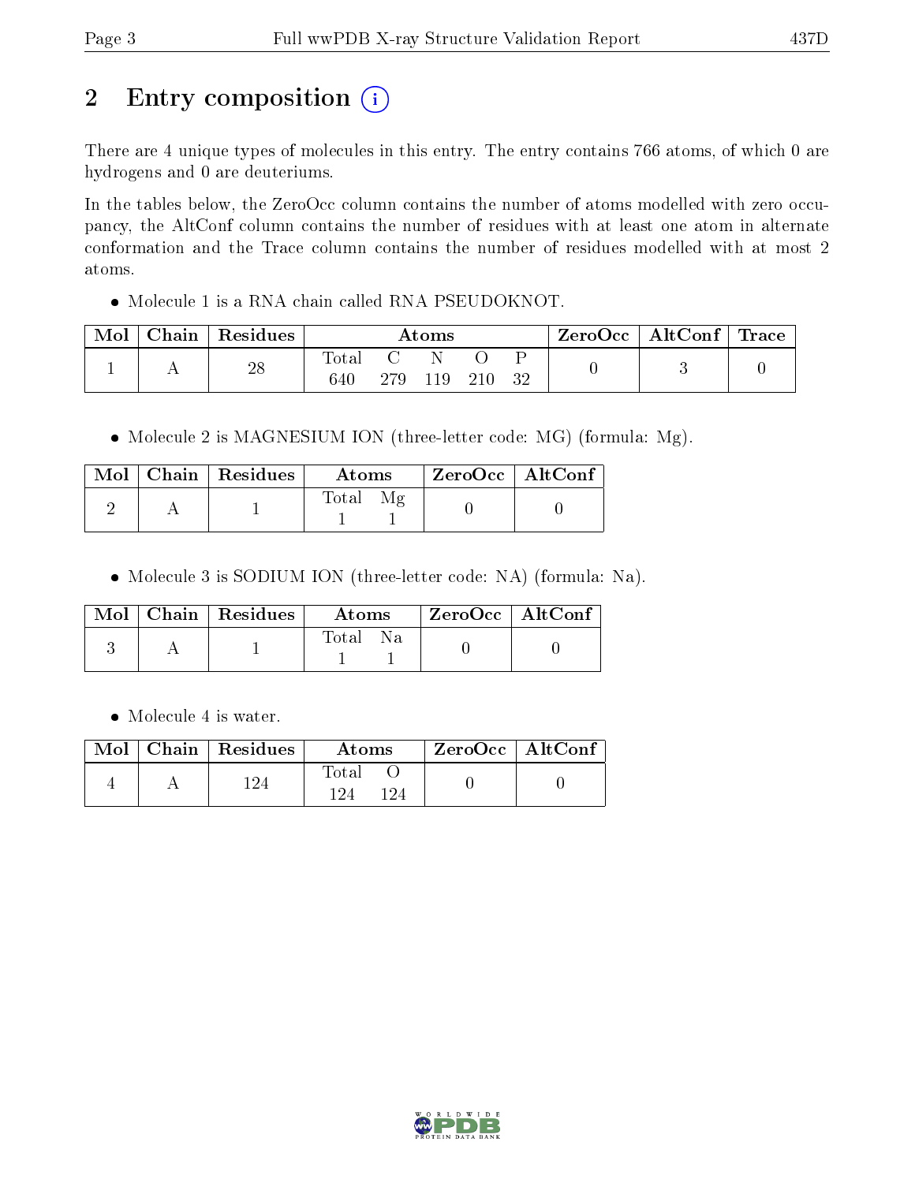## 2 Entry composition

There are 4 unique types of molecules in this entry. The entry contains 766 atoms, of which 0 are hydrogens and 0 are deuteriums.

In the tables below, the ZeroOcc column contains the number of atoms modelled with zero occupancy, the AltConf column contains the number of residues with at least one atom in alternate conformation and the Trace column contains the number of residues modelled with at most 2 atoms.

- Molecule 1 is a RNA chain called RNA PSEUDOKNOT.

| Mol | Chain | Residues | Atoms | | | | | ZeroOcc | AltConf | Trace |
|---|---|---|---|---|---|---|---|---|---|---|
| | | | Total | C | N | O | P | | | |
| 1 | A | 28 | 640 | 279 | 119 | 210 | 32 | 0 | 3 | 0 |

- Molecule 2 is MAGNESIUM ION (three-letter code: MG) (formula: Mg).

| Mol | Chain | Residues | Atoms | | ZeroOcc | AltConf |
|---|---|---|---|---|---|---|
| | | | Total | Mg | | |
| 2 | A | 1 | 1 | 1 | 0 | 0 |

- Molecule 3 is SODIUM ION (three-letter code: NA) (formula: Na).

| Mol | Chain | Residues | Atoms | | ZeroOcc | AltConf |
|---|---|---|---|---|---|---|
| | | | Total | Na | | |
| 3 | A | 1 | 1 | 1 | 0 | 0 |

- Molecule 4 is water.

| Mol | Chain | Residues | Atoms | | ZeroOcc | AltConf |
|---|---|---|---|---|---|---|
| | | | Total | O | | |
| 4 | A | 124 | 124 | 124 | 0 | 0 |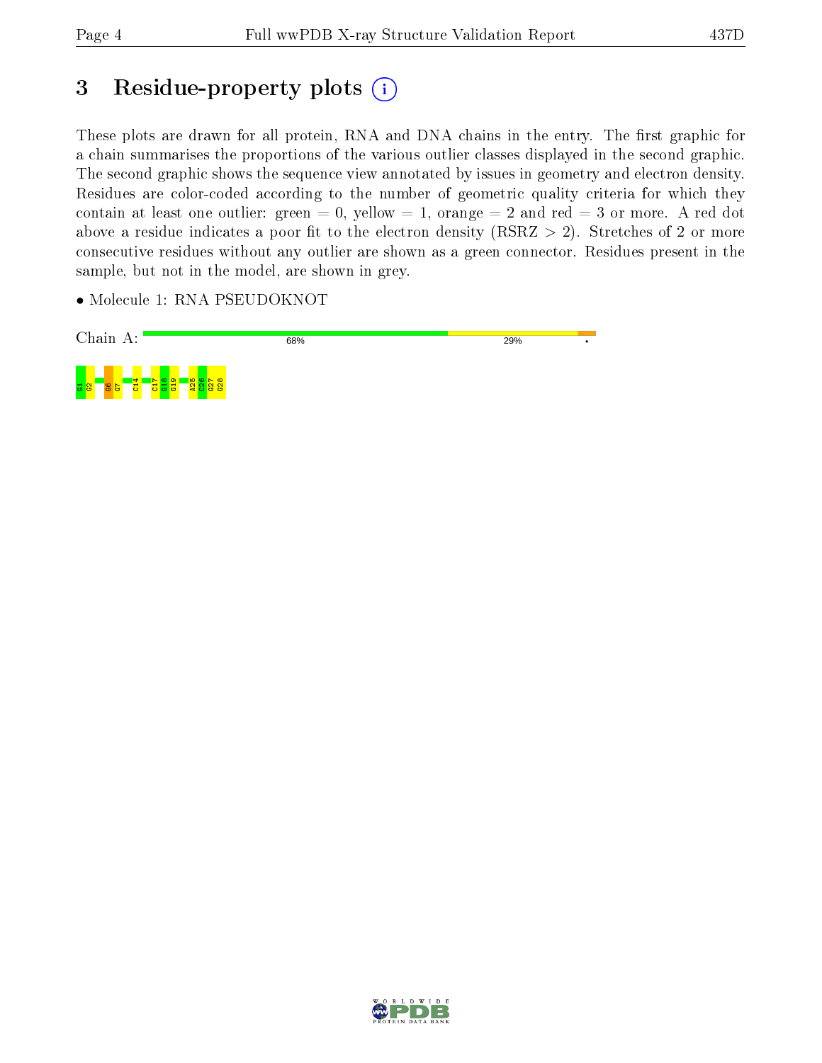# 3 Residue-property plots (i)

These plots are drawn for all protein, RNA and DNA chains in the entry. The first graphic for a chain summarises the proportions of the various outlier classes displayed in the second graphic. The second graphic shows the sequence view annotated by issues in geometry and electron density. Residues are color-coded according to the number of geometric quality criteria for which they contain at least one outlier: green = 0, yellow = 1, orange = 2 and red = 3 or more. A red dot above a residue indicates a poor fit to the electron density (RSRZ > 2). Stretches of 2 or more consecutive residues without any outlier are shown as a green connector. Residues present in the sample, but not in the model, are shown in grey.

- Molecule 1: RNA PSEUDOKNOT

Chain A: 68% | 29% | •

G1 G2 G6 G7 C14 C17 G18 G19 A25 C26 G27 G28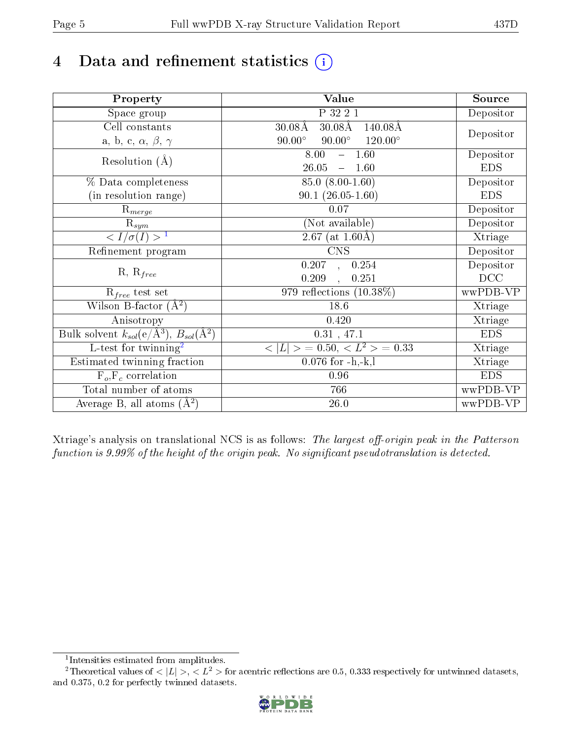# 4 Data and refinement statistics

| Property | Value | Source |
|---|---|---|
| Space group | P 32 2 1 | Depositor |
| Cell constants<br>a, b, c, $\alpha$, $\beta$, $\gamma$ | 30.08Å 30.08Å 140.08Å<br>90.00° 90.00° 120.00° | Depositor |
| Resolution (Å) | 8.00 – 1.60<br>26.05 – 1.60 | Depositor<br>EDS |
| % Data completeness<br>(in resolution range) | 85.0 (8.00-1.60)<br>90.1 (26.05-1.60) | Depositor<br>EDS |
| $R_{merge}$ | 0.07 | Depositor |
| $R_{sym}$ | (Not available) | Depositor |
| $< I/\sigma(I) >$ [1] | 2.67 (at 1.60Å) | Xtriage |
| Refinement program | CNS | Depositor |
| R, $R_{free}$ | 0.207 , 0.254<br>0.209 , 0.251 | Depositor<br>DCC |
| $R_{free}$ test set | 979 reflections (10.38%) | wwPDB-VP |
| Wilson B-factor (Å$^2$) | 18.6 | Xtriage |
| Anisotropy | 0.420 | Xtriage |
| Bulk solvent $k_{sol}$(e/Å$^3$), $B_{sol}$(Å$^2$) | 0.31 , 47.1 | EDS |
| L-test for twinning[2] | $< \|L\| > = 0.50$, $< L^2 > = 0.33$ | Xtriage |
| Estimated twinning fraction | 0.076 for -h,-k,l | Xtriage |
| $F_o$,$F_c$ correlation | 0.96 | EDS |
| Total number of atoms | 766 | wwPDB-VP |
| Average B, all atoms (Å$^2$) | 26.0 | wwPDB-VP |

Xtriage's analysis on translational NCS is as follows: *The largest off-origin peak in the Patterson function is 9.99% of the height of the origin peak. No significant pseudotranslation is detected.*

[1] Intensities estimated from amplitudes.

[2] Theoretical values of $< |L| >$, $< L^2 >$ for acentric reflections are 0.5, 0.333 respectively for untwinned datasets, and 0.375, 0.2 for perfectly twinned datasets.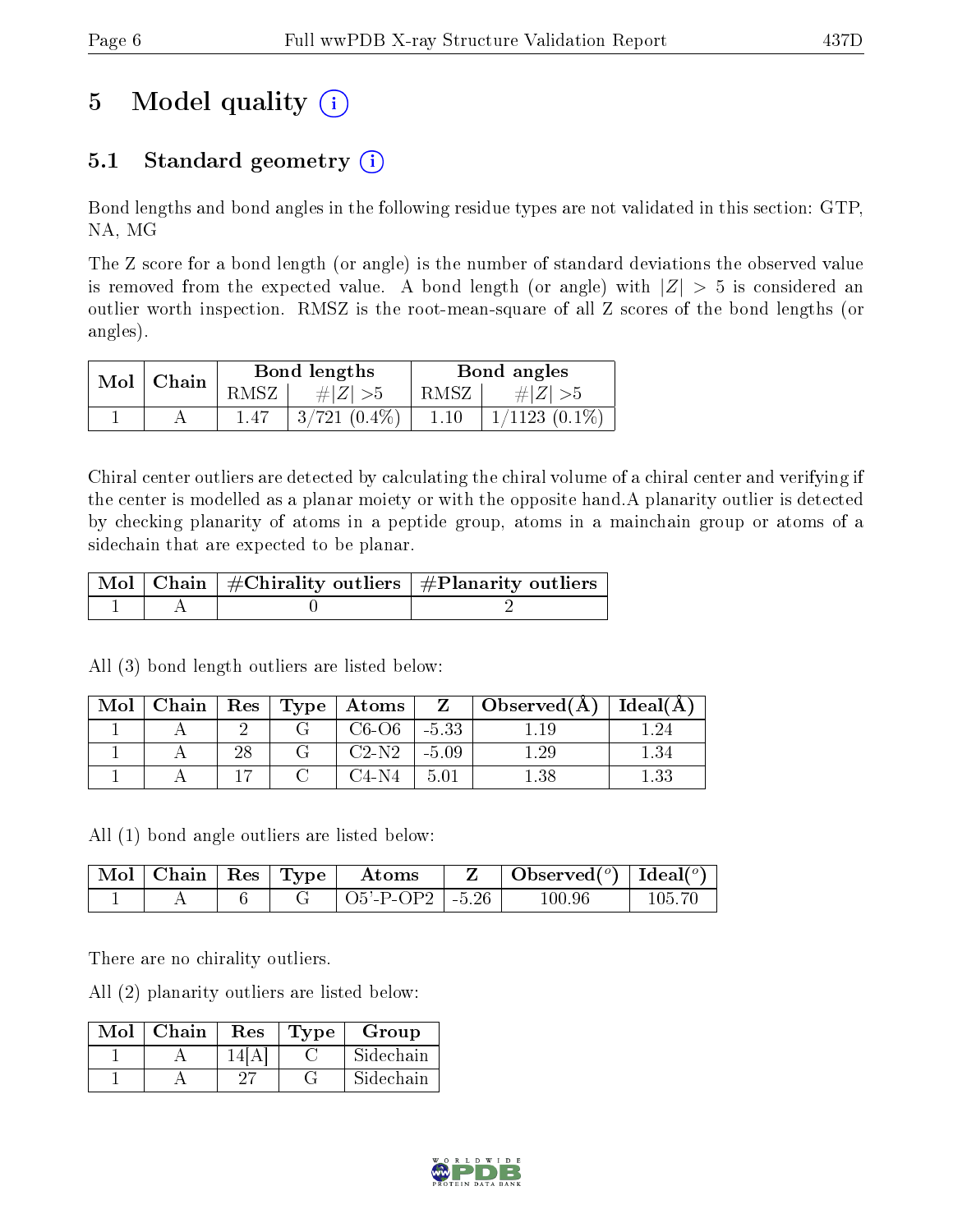# 5 Model quality

## 5.1 Standard geometry

Bond lengths and bond angles in the following residue types are not validated in this section: GTP, NA, MG

The Z score for a bond length (or angle) is the number of standard deviations the observed value is removed from the expected value. A bond length (or angle) with $|Z| > 5$ is considered an outlier worth inspection. RMSZ is the root-mean-square of all Z scores of the bond lengths (or angles).

| Mol | Chain | Bond lengths | | Bond angles | |
|---|---|---|---|---|---|
| | | RMSZ | #\|Z\| >5 | RMSZ | #\|Z\| >5 |
| 1 | A | 1.47 | 3/721 (0.4%) | 1.10 | 1/1123 (0.1%) |

Chiral center outliers are detected by calculating the chiral volume of a chiral center and verifying if the center is modelled as a planar moiety or with the opposite hand.A planarity outlier is detected by checking planarity of atoms in a peptide group, atoms in a mainchain group or atoms of a sidechain that are expected to be planar.

| Mol | Chain | #Chirality outliers | #Planarity outliers |
|---|---|---|---|
| 1 | A | 0 | 2 |

All (3) bond length outliers are listed below:

| Mol | Chain | Res | Type | Atoms | Z | Observed(Å) | Ideal(Å) |
|---|---|---|---|---|---|---|---|
| 1 | A | 2 | G | C6-O6 | -5.33 | 1.19 | 1.24 |
| 1 | A | 28 | G | C2-N2 | -5.09 | 1.29 | 1.34 |
| 1 | A | 17 | C | C4-N4 | 5.01 | 1.38 | 1.33 |

All (1) bond angle outliers are listed below:

| Mol | Chain | Res | Type | Atoms | Z | Observed(°) | Ideal(°) |
|---|---|---|---|---|---|---|---|
| 1 | A | 6 | G | O5'-P-OP2 | -5.26 | 100.96 | 105.70 |

There are no chirality outliers.

All (2) planarity outliers are listed below:

| Mol | Chain | Res | Type | Group |
|---|---|---|---|---|
| 1 | A | 14[A] | C | Sidechain |
| 1 | A | 27 | G | Sidechain |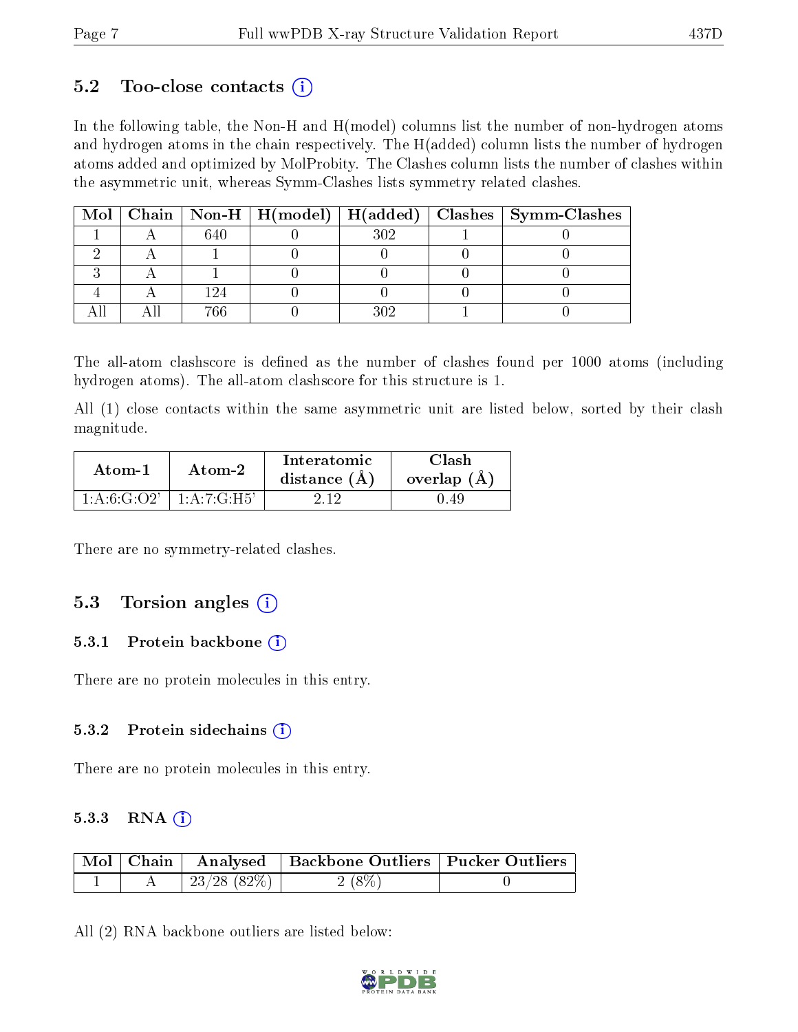## 5.2 Too-close contacts

In the following table, the Non-H and H(model) columns list the number of non-hydrogen atoms and hydrogen atoms in the chain respectively. The H(added) column lists the number of hydrogen atoms added and optimized by MolProbity. The Clashes column lists the number of clashes within the asymmetric unit, whereas Symm-Clashes lists symmetry related clashes.

| Mol | Chain | Non-H | H(model) | H(added) | Clashes | Symm-Clashes |
|---|---|---|---|---|---|---|
| 1 | A | 640 | 0 | 302 | 1 | 0 |
| 2 | A | 1 | 0 | 0 | 0 | 0 |
| 3 | A | 1 | 0 | 0 | 0 | 0 |
| 4 | A | 124 | 0 | 0 | 0 | 0 |
| All | All | 766 | 0 | 302 | 1 | 0 |

The all-atom clashscore is defined as the number of clashes found per 1000 atoms (including hydrogen atoms). The all-atom clashscore for this structure is 1.

All (1) close contacts within the same asymmetric unit are listed below, sorted by their clash magnitude.

| Atom-1 | Atom-2 | Interatomic distance (Å) | Clash overlap (Å) |
|---|---|---|---|
| 1:A:6:G:O2' | 1:A:7:G:H5' | 2.12 | 0.49 |

There are no symmetry-related clashes.

## 5.3 Torsion angles

### 5.3.1 Protein backbone

There are no protein molecules in this entry.

### 5.3.2 Protein sidechains

There are no protein molecules in this entry.

### 5.3.3 RNA

| Mol | Chain | Analysed | Backbone Outliers | Pucker Outliers |
|---|---|---|---|---|
| 1 | A | 23/28 (82%) | 2 (8%) | 0 |

All (2) RNA backbone outliers are listed below: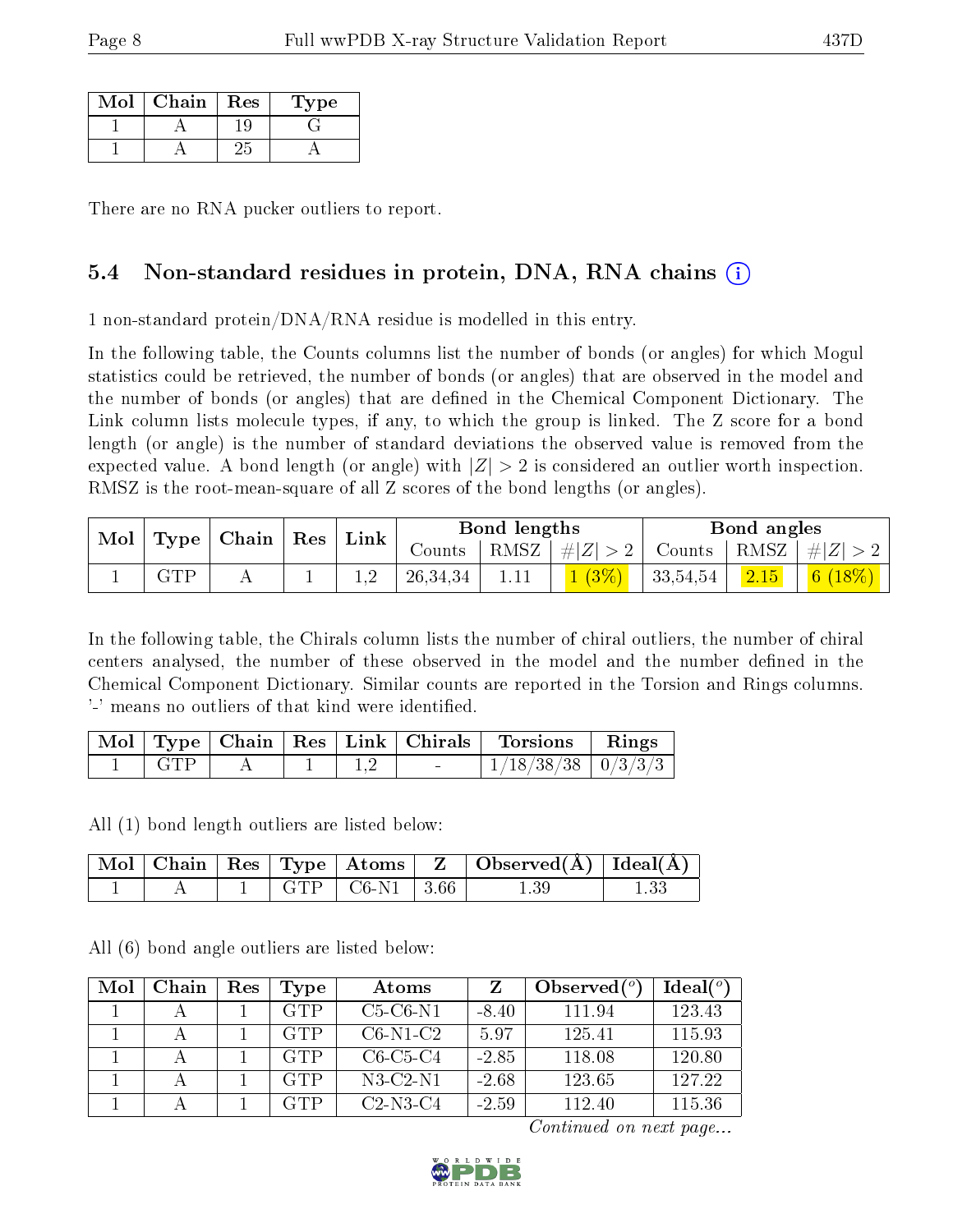| Mol | Chain | Res | Type |
|---|---|---|---|
| 1 | A | 19 | G |
| 1 | A | 25 | A |

There are no RNA pucker outliers to report.

## 5.4 Non-standard residues in protein, DNA, RNA chains

1 non-standard protein/DNA/RNA residue is modelled in this entry.

In the following table, the Counts columns list the number of bonds (or angles) for which Mogul statistics could be retrieved, the number of bonds (or angles) that are observed in the model and the number of bonds (or angles) that are defined in the Chemical Component Dictionary. The Link column lists molecule types, if any, to which the group is linked. The Z score for a bond length (or angle) is the number of standard deviations the observed value is removed from the expected value. A bond length (or angle) with $|Z| > 2$ is considered an outlier worth inspection. RMSZ is the root-mean-square of all Z scores of the bond lengths (or angles).

| Mol | Type | Chain | Res | Link | Bond lengths | | | Bond angles | | |
|---|---|---|---|---|---|---|---|---|---|---|
| | | | | | Counts | RMSZ | $\#\|Z\| > 2$ | Counts | RMSZ | $\#\|Z\| > 2$ |
| 1 | GTP | A | 1 | 1,2 | 26,34,34 | 1.11 | 1 (3%) | 33,54,54 | 2.15 | 6 (18%) |

In the following table, the Chirals column lists the number of chiral outliers, the number of chiral centers analysed, the number of these observed in the model and the number defined in the Chemical Component Dictionary. Similar counts are reported in the Torsion and Rings columns. '-' means no outliers of that kind were identified.

| Mol | Type | Chain | Res | Link | Chirals | Torsions | Rings |
|---|---|---|---|---|---|---|---|
| 1 | GTP | A | 1 | 1,2 | - | 1/18/38/38 | 0/3/3/3 |

All (1) bond length outliers are listed below:

| Mol | Chain | Res | Type | Atoms | Z | Observed(Å) | Ideal(Å) |
|---|---|---|---|---|---|---|---|
| 1 | A | 1 | GTP | C6-N1 | 3.66 | 1.39 | 1.33 |

All (6) bond angle outliers are listed below:

| Mol | Chain | Res | Type | Atoms | Z | Observed($^o$) | Ideal($^o$) |
|---|---|---|---|---|---|---|---|
| 1 | A | 1 | GTP | C5-C6-N1 | -8.40 | 111.94 | 123.43 |
| 1 | A | 1 | GTP | C6-N1-C2 | 5.97 | 125.41 | 115.93 |
| 1 | A | 1 | GTP | C6-C5-C4 | -2.85 | 118.08 | 120.80 |
| 1 | A | 1 | GTP | N3-C2-N1 | -2.68 | 123.65 | 127.22 |
| 1 | A | 1 | GTP | C2-N3-C4 | -2.59 | 112.40 | 115.36 |

*Continued on next page...*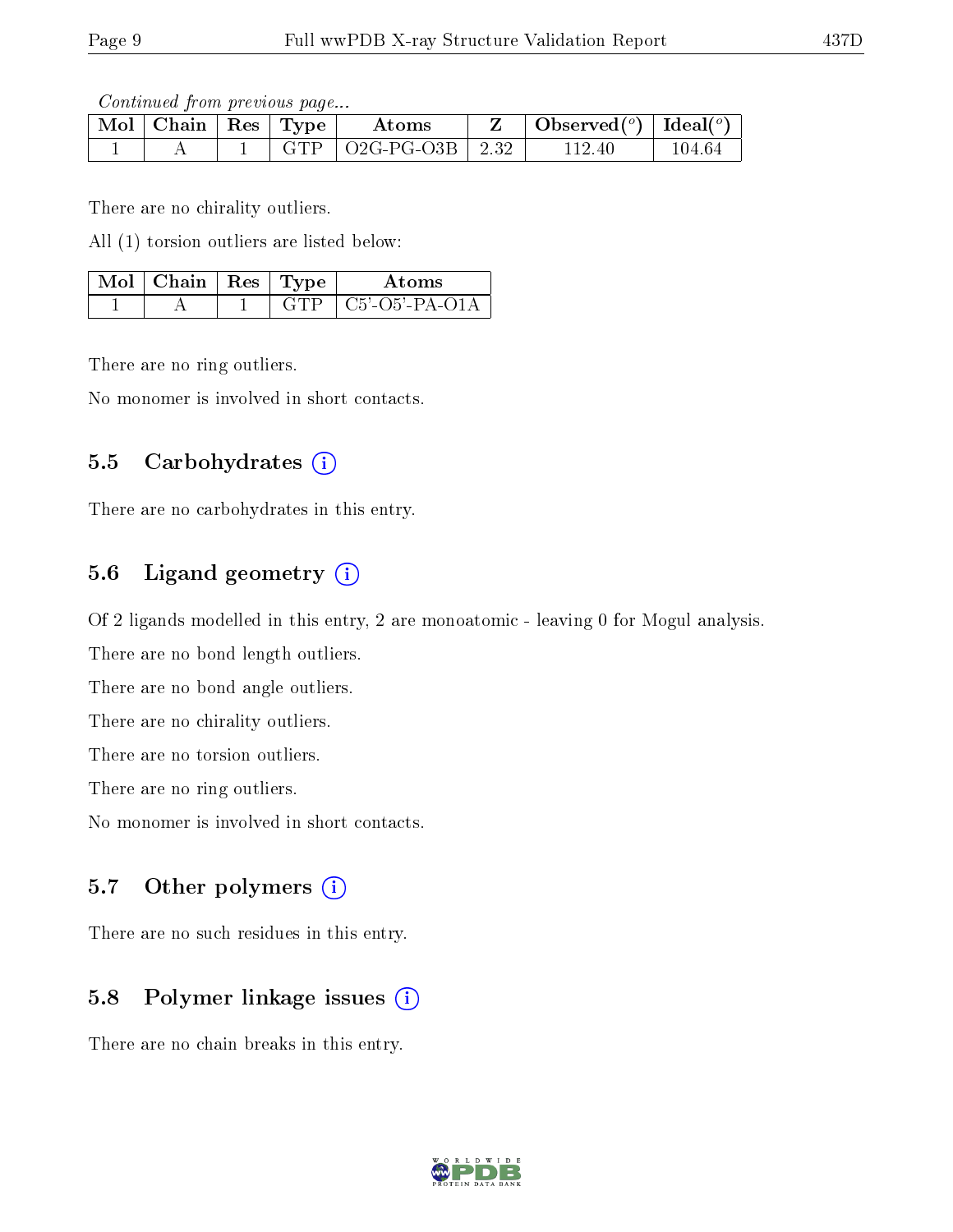*Continued from previous page...*

| Mol | Chain | Res | Type | Atoms | Z | Observed(°) | Ideal(°) |
|---|---|---|---|---|---|---|---|
| 1 | A | 1 | GTP | O2G-PG-O3B | 2.32 | 112.40 | 104.64 |

There are no chirality outliers.

All (1) torsion outliers are listed below:

| Mol | Chain | Res | Type | Atoms |
|---|---|---|---|---|
| 1 | A | 1 | GTP | C5'-O5'-PA-O1A |

There are no ring outliers.

No monomer is involved in short contacts.

### 5.5 Carbohydrates

There are no carbohydrates in this entry.

### 5.6 Ligand geometry

Of 2 ligands modelled in this entry, 2 are monoatomic - leaving 0 for Mogul analysis.

There are no bond length outliers.

There are no bond angle outliers.

There are no chirality outliers.

There are no torsion outliers.

There are no ring outliers.

No monomer is involved in short contacts.

### 5.7 Other polymers

There are no such residues in this entry.

### 5.8 Polymer linkage issues

There are no chain breaks in this entry.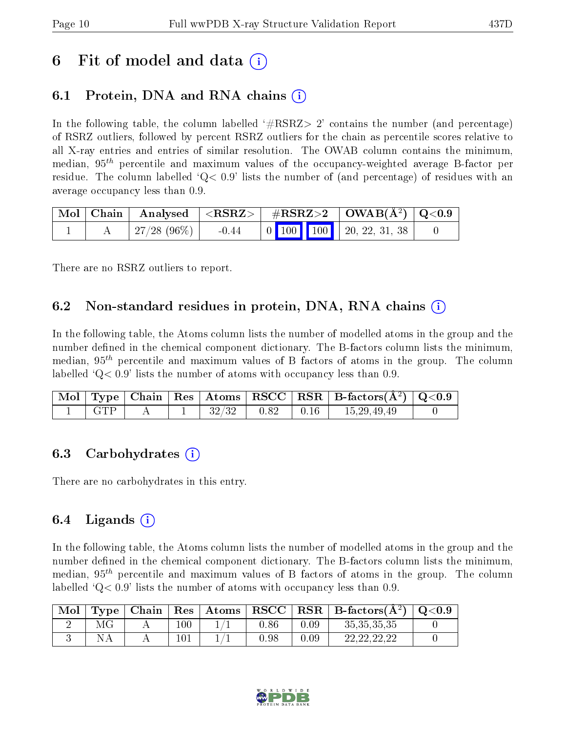# 6 Fit of model and data (i)

## 6.1 Protein, DNA and RNA chains (i)

In the following table, the column labelled '#RSRZ> 2' contains the number (and percentage) of RSRZ outliers, followed by percent RSRZ outliers for the chain as percentile scores relative to all X-ray entries and entries of similar resolution. The OWAB column contains the minimum, median, $95^{th}$ percentile and maximum values of the occupancy-weighted average B-factor per residue. The column labelled 'Q< 0.9' lists the number of (and percentage) of residues with an average occupancy less than 0.9.

| Mol | Chain | Analysed | <RSRZ> | #RSRZ>2 | | | OWAB(Å$^2$) | Q<0.9 |
|---|---|---|---|---|---|---|---|---|
| 1 | A | 27/28 (96%) | -0.44 | 0 | 100 | 100 | 20, 22, 31, 38 | 0 |

There are no RSRZ outliers to report.

## 6.2 Non-standard residues in protein, DNA, RNA chains (i)

In the following table, the Atoms column lists the number of modelled atoms in the group and the number defined in the chemical component dictionary. The B-factors column lists the minimum, median, $95^{th}$ percentile and maximum values of B factors of atoms in the group. The column labelled 'Q< 0.9' lists the number of atoms with occupancy less than 0.9.

| Mol | Type | Chain | Res | Atoms | RSCC | RSR | B-factors(Å$^2$) | Q<0.9 |
|---|---|---|---|---|---|---|---|---|
| 1 | GTP | A | 1 | 32/32 | 0.82 | 0.16 | 15,29,49,49 | 0 |

## 6.3 Carbohydrates (i)

There are no carbohydrates in this entry.

## 6.4 Ligands (i)

In the following table, the Atoms column lists the number of modelled atoms in the group and the number defined in the chemical component dictionary. The B-factors column lists the minimum, median, $95^{th}$ percentile and maximum values of B factors of atoms in the group. The column labelled 'Q< 0.9' lists the number of atoms with occupancy less than 0.9.

| Mol | Type | Chain | Res | Atoms | RSCC | RSR | B-factors(Å$^2$) | Q<0.9 |
|---|---|---|---|---|---|---|---|---|
| 2 | MG | A | 100 | 1/1 | 0.86 | 0.09 | 35,35,35,35 | 0 |
| 3 | NA | A | 101 | 1/1 | 0.98 | 0.09 | 22,22,22,22 | 0 |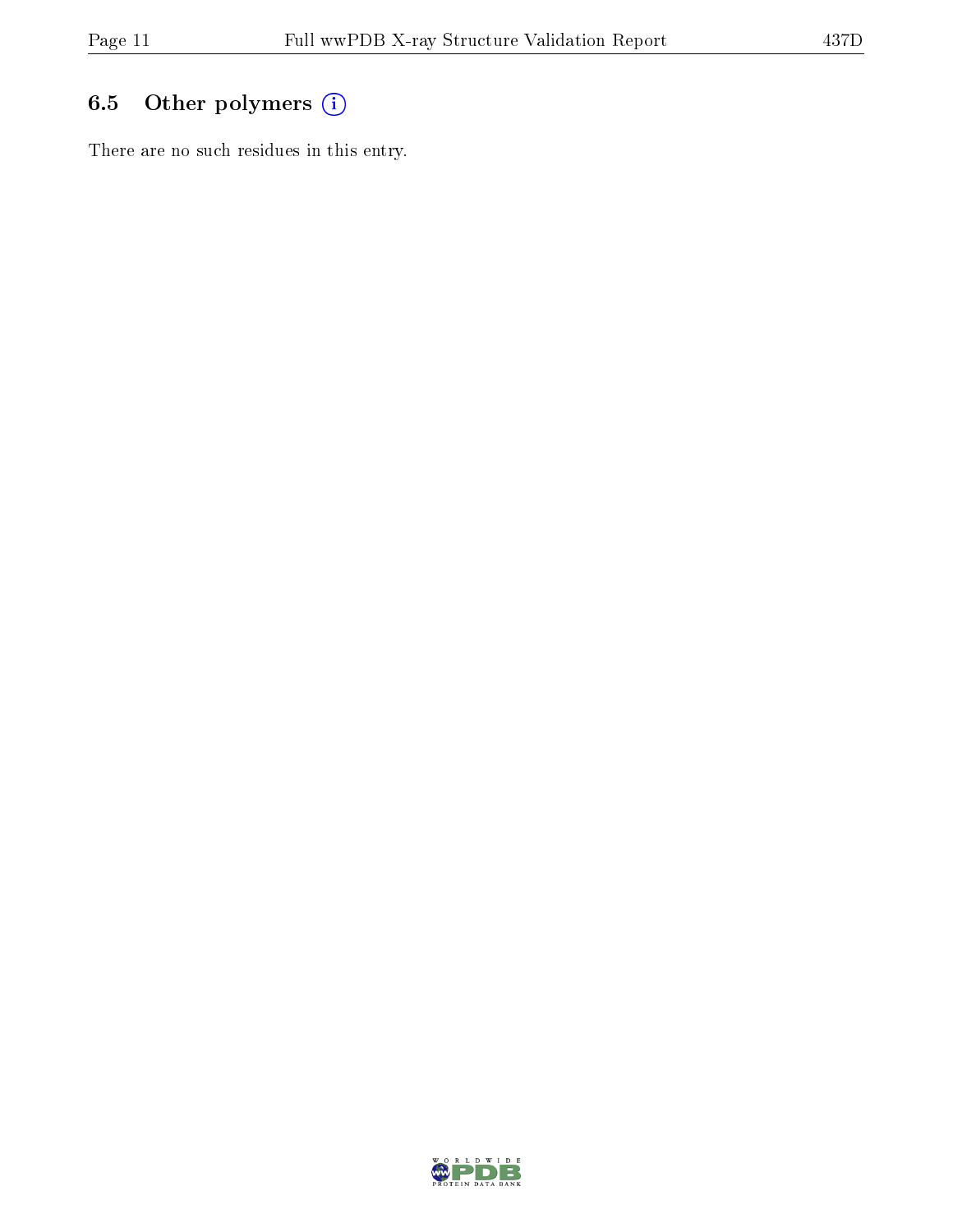### 6.5 Other polymers (i)

There are no such residues in this entry.